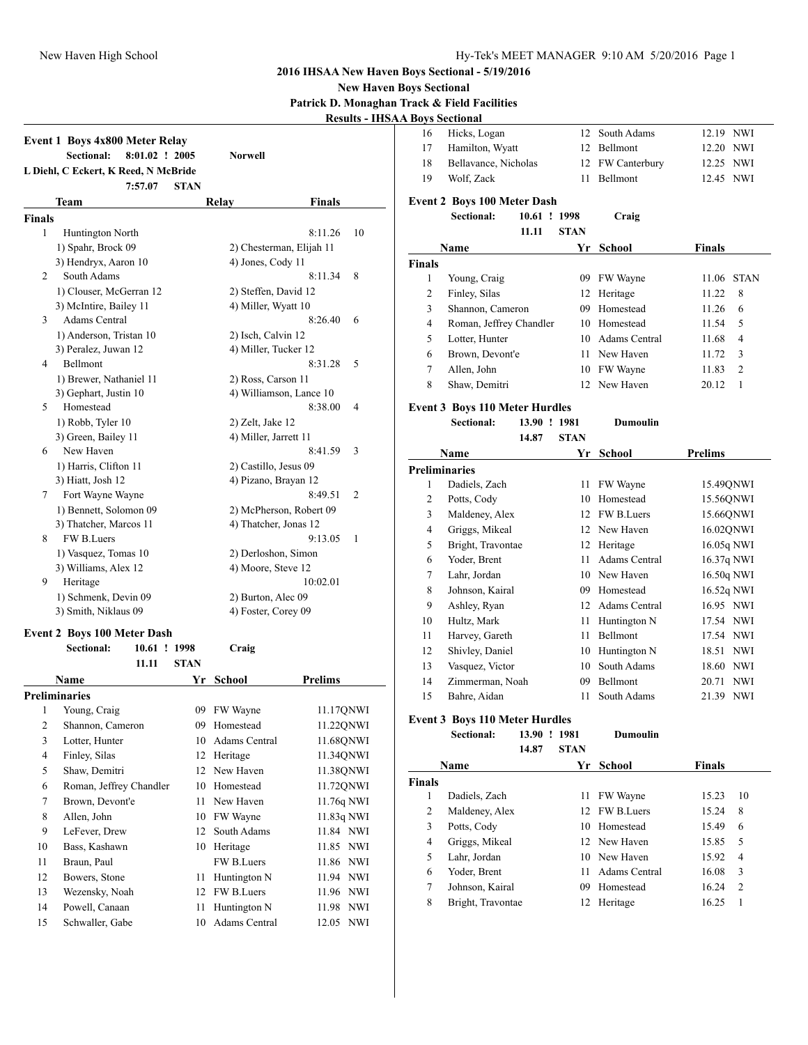## 2016 IHSAA New Haven Boys Sectional - 5/19/2016

### New Haven Boys Sectional

### Patrick D. Monaghan Track & Field Facilities

### Results - IHSAA Boys Sectional

**Event 1 Boys 4x800 Meter Relay**

Sectional: 8:01.02 ! 2005 Norwell
L Diehl, C Eckert, K Reed, N McBride
7:57.07 STAN

| | Team | Relay | Finals | |
|---|---|---|---|---|
| **Finals** | | | | |
| 1 | Huntington North | | 8:11.26 | 10 |
| | 1) Spahr, Brock 09 | 2) Chesterman, Elijah 11 | | |
| | 3) Hendryx, Aaron 10 | 4) Jones, Cody 11 | | |
| 2 | South Adams | | 8:11.34 | 8 |
| | 1) Clouser, McGerran 12 | 2) Steffen, David 12 | | |
| | 3) McIntire, Bailey 11 | 4) Miller, Wyatt 10 | | |
| 3 | Adams Central | | 8:26.40 | 6 |
| | 1) Anderson, Tristan 10 | 2) Isch, Calvin 12 | | |
| | 3) Peralez, Juwan 12 | 4) Miller, Tucker 12 | | |
| 4 | Bellmont | | 8:31.28 | 5 |
| | 1) Brewer, Nathaniel 11 | 2) Ross, Carson 11 | | |
| | 3) Gephart, Justin 10 | 4) Williamson, Lance 10 | | |
| 5 | Homestead | | 8:38.00 | 4 |
| | 1) Robb, Tyler 10 | 2) Zelt, Jake 12 | | |
| | 3) Green, Bailey 11 | 4) Miller, Jarrett 11 | | |
| 6 | New Haven | | 8:41.59 | 3 |
| | 1) Harris, Clifton 11 | 2) Castillo, Jesus 09 | | |
| | 3) Hiatt, Josh 12 | 4) Pizano, Brayan 12 | | |
| 7 | Fort Wayne Wayne | | 8:49.51 | 2 |
| | 1) Bennett, Solomon 09 | 2) McPherson, Robert 09 | | |
| | 3) Thatcher, Marcos 11 | 4) Thatcher, Jonas 12 | | |
| 8 | FW B.Luers | | 9:13.05 | 1 |
| | 1) Vasquez, Tomas 10 | 2) Derloshon, Simon | | |
| | 3) Williams, Alex 12 | 4) Moore, Steve 12 | | |
| 9 | Heritage | | 10:02.01 | |
| | 1) Schmenk, Devin 09 | 2) Burton, Alec 09 | | |
| | 3) Smith, Niklaus 09 | 4) Foster, Corey 09 | | |

**Event 2 Boys 100 Meter Dash**

Sectional: 10.61 ! 1998 Craig
11.11 STAN

| | Name | Yr | School | Prelims | |
|---|---|---|---|---|---|
| **Preliminaries** | | | | | |
| 1 | Young, Craig | 09 | FW Wayne | 11.17Q | NWI |
| 2 | Shannon, Cameron | 09 | Homestead | 11.22Q | NWI |
| 3 | Lotter, Hunter | 10 | Adams Central | 11.68Q | NWI |
| 4 | Finley, Silas | 12 | Heritage | 11.34Q | NWI |
| 5 | Shaw, Demitri | 12 | New Haven | 11.38Q | NWI |
| 6 | Roman, Jeffrey Chandler | 10 | Homestead | 11.72Q | NWI |
| 7 | Brown, Devont'e | 11 | New Haven | 11.76q | NWI |
| 8 | Allen, John | 10 | FW Wayne | 11.83q | NWI |
| 9 | LeFever, Drew | 12 | South Adams | 11.84 | NWI |
| 10 | Bass, Kashawn | 10 | Heritage | 11.85 | NWI |
| 11 | Braun, Paul | | FW B.Luers | 11.86 | NWI |
| 12 | Bowers, Stone | 11 | Huntington N | 11.94 | NWI |
| 13 | Wezensky, Noah | 12 | FW B.Luers | 11.96 | NWI |
| 14 | Powell, Canaan | 11 | Huntington N | 11.98 | NWI |
| 15 | Schwaller, Gabe | 10 | Adams Central | 12.05 | NWI |
| 16 | Hicks, Logan | 12 | South Adams | 12.19 | NWI |
| 17 | Hamilton, Wyatt | 12 | Bellmont | 12.20 | NWI |
| 18 | Bellavance, Nicholas | 12 | FW Canterbury | 12.25 | NWI |
| 19 | Wolf, Zack | 11 | Bellmont | 12.45 | NWI |

**Event 2 Boys 100 Meter Dash**

Sectional: 10.61 ! 1998 Craig
11.11 STAN

| | Name | Yr | School | Finals | |
|---|---|---|---|---|---|
| **Finals** | | | | | |
| 1 | Young, Craig | 09 | FW Wayne | 11.06 | STAN |
| 2 | Finley, Silas | 12 | Heritage | 11.22 | 8 |
| 3 | Shannon, Cameron | 09 | Homestead | 11.26 | 6 |
| 4 | Roman, Jeffrey Chandler | 10 | Homestead | 11.54 | 5 |
| 5 | Lotter, Hunter | 10 | Adams Central | 11.68 | 4 |
| 6 | Brown, Devont'e | 11 | New Haven | 11.72 | 3 |
| 7 | Allen, John | 10 | FW Wayne | 11.83 | 2 |
| 8 | Shaw, Demitri | 12 | New Haven | 20.12 | 1 |

**Event 3 Boys 110 Meter Hurdles**

Sectional: 13.90 ! 1981 Dumoulin
14.87 STAN

| | Name | Yr | School | Prelims | |
|---|---|---|---|---|---|
| **Preliminaries** | | | | | |
| 1 | Dadiels, Zach | 11 | FW Wayne | 15.49Q | NWI |
| 2 | Potts, Cody | 10 | Homestead | 15.56Q | NWI |
| 3 | Maldeney, Alex | 12 | FW B.Luers | 15.66Q | NWI |
| 4 | Griggs, Mikeal | 12 | New Haven | 16.02Q | NWI |
| 5 | Bright, Travontae | 12 | Heritage | 16.05q | NWI |
| 6 | Yoder, Brent | 11 | Adams Central | 16.37q | NWI |
| 7 | Lahr, Jordan | 10 | New Haven | 16.50q | NWI |
| 8 | Johnson, Kairal | 09 | Homestead | 16.52q | NWI |
| 9 | Ashley, Ryan | 12 | Adams Central | 16.95 | NWI |
| 10 | Hultz, Mark | 11 | Huntington N | 17.54 | NWI |
| 11 | Harvey, Gareth | 11 | Bellmont | 17.54 | NWI |
| 12 | Shivley, Daniel | 10 | Huntington N | 18.51 | NWI |
| 13 | Vasquez, Victor | 10 | South Adams | 18.60 | NWI |
| 14 | Zimmerman, Noah | 09 | Bellmont | 20.71 | NWI |
| 15 | Bahre, Aidan | 11 | South Adams | 21.39 | NWI |

**Event 3 Boys 110 Meter Hurdles**

Sectional: 13.90 ! 1981 Dumoulin
14.87 STAN

| | Name | Yr | School | Finals | |
|---|---|---|---|---|---|
| **Finals** | | | | | |
| 1 | Dadiels, Zach | 11 | FW Wayne | 15.23 | 10 |
| 2 | Maldeney, Alex | 12 | FW B.Luers | 15.24 | 8 |
| 3 | Potts, Cody | 10 | Homestead | 15.49 | 6 |
| 4 | Griggs, Mikeal | 12 | New Haven | 15.85 | 5 |
| 5 | Lahr, Jordan | 10 | New Haven | 15.92 | 4 |
| 6 | Yoder, Brent | 11 | Adams Central | 16.08 | 3 |
| 7 | Johnson, Kairal | 09 | Homestead | 16.24 | 2 |
| 8 | Bright, Travontae | 12 | Heritage | 16.25 | 1 |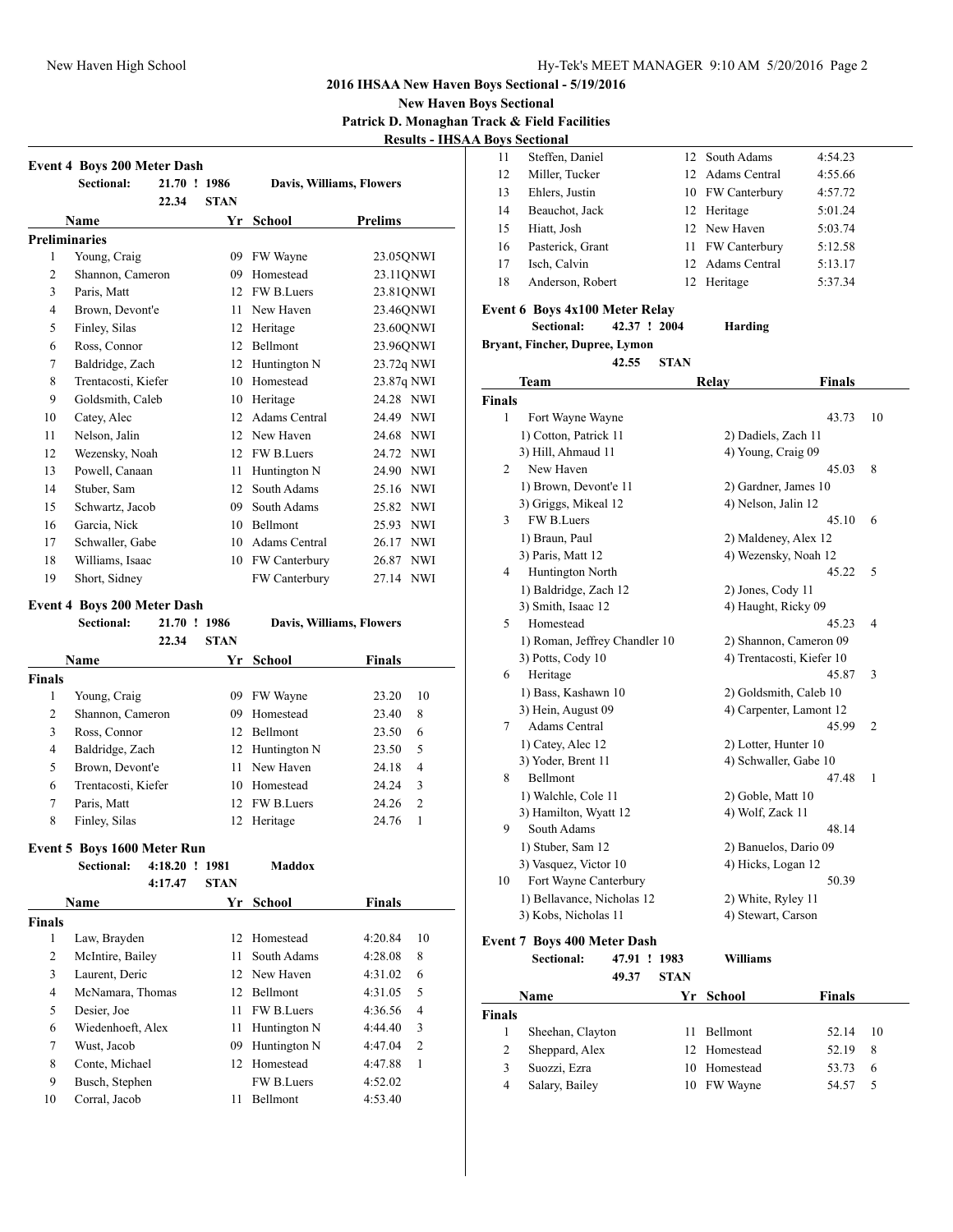## 2016 IHSAA New Haven Boys Sectional - 5/19/2016

**New Haven Boys Sectional**

**Patrick D. Monaghan Track & Field Facilities**

**Results - IHSAA Boys Sectional**

### Event 4 Boys 200 Meter Dash

Sectional: 21.70 ! 1986 Davis, Williams, Flowers
22.34 STAN

**Preliminaries**

| | Name | Yr | School | Prelims |
|---|---|---|---|---|
| 1 | Young, Craig | 09 | FW Wayne | 23.05QNWI |
| 2 | Shannon, Cameron | 09 | Homestead | 23.11QNWI |
| 3 | Paris, Matt | 12 | FW B.Luers | 23.81QNWI |
| 4 | Brown, Devont'e | 11 | New Haven | 23.46QNWI |
| 5 | Finley, Silas | 12 | Heritage | 23.60QNWI |
| 6 | Ross, Connor | 12 | Bellmont | 23.96QNWI |
| 7 | Baldridge, Zach | 12 | Huntington N | 23.72q NWI |
| 8 | Trentacosti, Kiefer | 10 | Homestead | 23.87q NWI |
| 9 | Goldsmith, Caleb | 10 | Heritage | 24.28 NWI |
| 10 | Catey, Alec | 12 | Adams Central | 24.49 NWI |
| 11 | Nelson, Jalin | 12 | New Haven | 24.68 NWI |
| 12 | Wezensky, Noah | 12 | FW B.Luers | 24.72 NWI |
| 13 | Powell, Canaan | 11 | Huntington N | 24.90 NWI |
| 14 | Stuber, Sam | 12 | South Adams | 25.16 NWI |
| 15 | Schwartz, Jacob | 09 | South Adams | 25.82 NWI |
| 16 | Garcia, Nick | 10 | Bellmont | 25.93 NWI |
| 17 | Schwaller, Gabe | 10 | Adams Central | 26.17 NWI |
| 18 | Williams, Isaac | 10 | FW Canterbury | 26.87 NWI |
| 19 | Short, Sidney | | FW Canterbury | 27.14 NWI |

### Event 4 Boys 200 Meter Dash

Sectional: 21.70 ! 1986 Davis, Williams, Flowers
22.34 STAN

**Finals**

| | Name | Yr | School | Finals | |
|---|---|---|---|---|---|
| 1 | Young, Craig | 09 | FW Wayne | 23.20 | 10 |
| 2 | Shannon, Cameron | 09 | Homestead | 23.40 | 8 |
| 3 | Ross, Connor | 12 | Bellmont | 23.50 | 6 |
| 4 | Baldridge, Zach | 12 | Huntington N | 23.50 | 5 |
| 5 | Brown, Devont'e | 11 | New Haven | 24.18 | 4 |
| 6 | Trentacosti, Kiefer | 10 | Homestead | 24.24 | 3 |
| 7 | Paris, Matt | 12 | FW B.Luers | 24.26 | 2 |
| 8 | Finley, Silas | 12 | Heritage | 24.76 | 1 |

### Event 5 Boys 1600 Meter Run

Sectional: 4:18.20 ! 1981 Maddox
4:17.47 STAN

**Finals**

| | Name | Yr | School | Finals | |
|---|---|---|---|---|---|
| 1 | Law, Brayden | 12 | Homestead | 4:20.84 | 10 |
| 2 | McIntire, Bailey | 11 | South Adams | 4:28.08 | 8 |
| 3 | Laurent, Deric | 12 | New Haven | 4:31.02 | 6 |
| 4 | McNamara, Thomas | 12 | Bellmont | 4:31.05 | 5 |
| 5 | Desier, Joe | 11 | FW B.Luers | 4:36.56 | 4 |
| 6 | Wiedenhoeft, Alex | 11 | Huntington N | 4:44.40 | 3 |
| 7 | Wust, Jacob | 09 | Huntington N | 4:47.04 | 2 |
| 8 | Conte, Michael | 12 | Homestead | 4:47.88 | 1 |
| 9 | Busch, Stephen | | FW B.Luers | 4:52.02 | |
| 10 | Corral, Jacob | 11 | Bellmont | 4:53.40 | |
| 11 | Steffen, Daniel | 12 | South Adams | 4:54.23 | |
| 12 | Miller, Tucker | 12 | Adams Central | 4:55.66 | |
| 13 | Ehlers, Justin | 10 | FW Canterbury | 4:57.72 | |
| 14 | Beauchot, Jack | 12 | Heritage | 5:01.24 | |
| 15 | Hiatt, Josh | 12 | New Haven | 5:03.74 | |
| 16 | Pasterick, Grant | 11 | FW Canterbury | 5:12.58 | |
| 17 | Isch, Calvin | 12 | Adams Central | 5:13.17 | |
| 18 | Anderson, Robert | 12 | Heritage | 5:37.34 | |

### Event 6 Boys 4x100 Meter Relay

Sectional: 42.37 ! 2004 Harding
Bryant, Fincher, Dupree, Lymon
42.55 STAN

**Finals**

| | Team | Relay | Finals | |
|---|---|---|---|---|
| 1 | Fort Wayne Wayne | | 43.73 | 10 |
| | 1) Cotton, Patrick 11 | 2) Dadiels, Zach 11 | | |
| | 3) Hill, Ahmaud 11 | 4) Young, Craig 09 | | |
| 2 | New Haven | | 45.03 | 8 |
| | 1) Brown, Devont'e 11 | 2) Gardner, James 10 | | |
| | 3) Griggs, Mikeal 12 | 4) Nelson, Jalin 12 | | |
| 3 | FW B.Luers | | 45.10 | 6 |
| | 1) Braun, Paul | 2) Maldeney, Alex 12 | | |
| | 3) Paris, Matt 12 | 4) Wezensky, Noah 12 | | |
| 4 | Huntington North | | 45.22 | 5 |
| | 1) Baldridge, Zach 12 | 2) Jones, Cody 11 | | |
| | 3) Smith, Isaac 12 | 4) Haught, Ricky 09 | | |
| 5 | Homestead | | 45.23 | 4 |
| | 1) Roman, Jeffrey Chandler 10 | 2) Shannon, Cameron 09 | | |
| | 3) Potts, Cody 10 | 4) Trentacosti, Kiefer 10 | | |
| 6 | Heritage | | 45.87 | 3 |
| | 1) Bass, Kashawn 10 | 2) Goldsmith, Caleb 10 | | |
| | 3) Hein, August 09 | 4) Carpenter, Lamont 12 | | |
| 7 | Adams Central | | 45.99 | 2 |
| | 1) Catey, Alec 12 | 2) Lotter, Hunter 10 | | |
| | 3) Yoder, Brent 11 | 4) Schwaller, Gabe 10 | | |
| 8 | Bellmont | | 47.48 | 1 |
| | 1) Walchle, Cole 11 | 2) Goble, Matt 10 | | |
| | 3) Hamilton, Wyatt 12 | 4) Wolf, Zack 11 | | |
| 9 | South Adams | | 48.14 | |
| | 1) Stuber, Sam 12 | 2) Banuelos, Dario 09 | | |
| | 3) Vasquez, Victor 10 | 4) Hicks, Logan 12 | | |
| 10 | Fort Wayne Canterbury | | 50.39 | |
| | 1) Bellavance, Nicholas 12 | 2) White, Ryley 11 | | |
| | 3) Kobs, Nicholas 11 | 4) Stewart, Carson | | |

### Event 7 Boys 400 Meter Dash

Sectional: 47.91 ! 1983 Williams
49.37 STAN

**Finals**

| | Name | Yr | School | Finals | |
|---|---|---|---|---|---|
| 1 | Sheehan, Clayton | 11 | Bellmont | 52.14 | 10 |
| 2 | Sheppard, Alex | 12 | Homestead | 52.19 | 8 |
| 3 | Suozzi, Ezra | 10 | Homestead | 53.73 | 6 |
| 4 | Salary, Bailey | 10 | FW Wayne | 54.57 | 5 |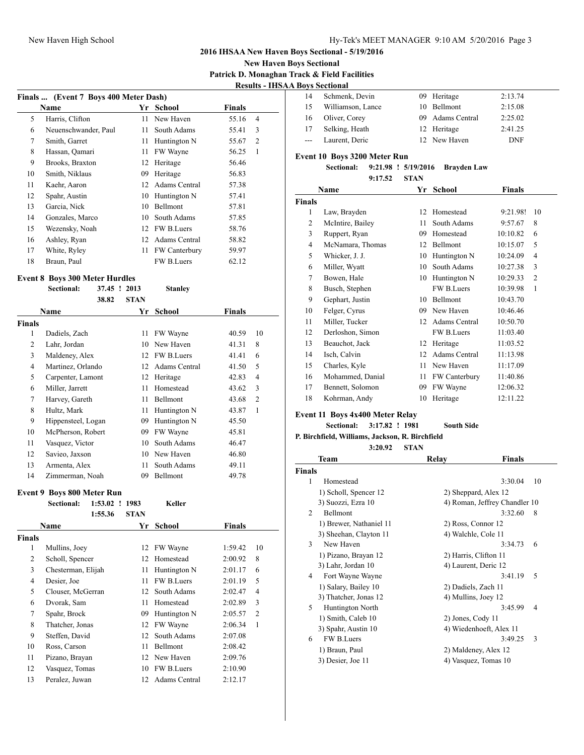# 2016 IHSAA New Haven Boys Sectional - 5/19/2016

**New Haven Boys Sectional**

**Patrick D. Monaghan Track & Field Facilities**

**Results - IHSAA Boys Sectional**

### Finals ... (Event 7 Boys 400 Meter Dash)

| | Name | Yr | School | Finals | |
|---|---|---|---|---|---|
| 5 | Harris, Clifton | 11 | New Haven | 55.16 | 4 |
| 6 | Neuenschwander, Paul | 11 | South Adams | 55.41 | 3 |
| 7 | Smith, Garret | 11 | Huntington N | 55.67 | 2 |
| 8 | Hassan, Qamari | 11 | FW Wayne | 56.25 | 1 |
| 9 | Brooks, Braxton | 12 | Heritage | 56.46 | |
| 10 | Smith, Niklaus | 09 | Heritage | 56.83 | |
| 11 | Kaehr, Aaron | 12 | Adams Central | 57.38 | |
| 12 | Spahr, Austin | 10 | Huntington N | 57.41 | |
| 13 | Garcia, Nick | 10 | Bellmont | 57.81 | |
| 14 | Gonzales, Marco | 10 | South Adams | 57.85 | |
| 15 | Wezensky, Noah | 12 | FW B.Luers | 58.76 | |
| 16 | Ashley, Ryan | 12 | Adams Central | 58.82 | |
| 17 | White, Ryley | 11 | FW Canterbury | 59.97 | |
| 18 | Braun, Paul | | FW B.Luers | 62.12 | |

### Event 8 Boys 300 Meter Hurdles

Sectional: 37.45 ! 2013 Stanley
38.82 STAN

| | Name | Yr | School | Finals | |
|---|---|---|---|---|---|
| **Finals** | | | | | |
| 1 | Dadiels, Zach | 11 | FW Wayne | 40.59 | 10 |
| 2 | Lahr, Jordan | 10 | New Haven | 41.31 | 8 |
| 3 | Maldeney, Alex | 12 | FW B.Luers | 41.41 | 6 |
| 4 | Martinez, Orlando | 12 | Adams Central | 41.50 | 5 |
| 5 | Carpenter, Lamont | 12 | Heritage | 42.83 | 4 |
| 6 | Miller, Jarrett | 11 | Homestead | 43.62 | 3 |
| 7 | Harvey, Gareth | 11 | Bellmont | 43.68 | 2 |
| 8 | Hultz, Mark | 11 | Huntington N | 43.87 | 1 |
| 9 | Hippensteel, Logan | 09 | Huntington N | 45.50 | |
| 10 | McPherson, Robert | 09 | FW Wayne | 45.81 | |
| 11 | Vasquez, Victor | 10 | South Adams | 46.47 | |
| 12 | Savieo, Jaxson | 10 | New Haven | 46.80 | |
| 13 | Armenta, Alex | 11 | South Adams | 49.11 | |
| 14 | Zimmerman, Noah | 09 | Bellmont | 49.78 | |

### Event 9 Boys 800 Meter Run

Sectional: 1:53.02 ! 1983 Keller
1:55.36 STAN

| | Name | Yr | School | Finals | |
|---|---|---|---|---|---|
| **Finals** | | | | | |
| 1 | Mullins, Joey | 12 | FW Wayne | 1:59.42 | 10 |
| 2 | Scholl, Spencer | 12 | Homestead | 2:00.92 | 8 |
| 3 | Chesterman, Elijah | 11 | Huntington N | 2:01.17 | 6 |
| 4 | Desier, Joe | 11 | FW B.Luers | 2:01.19 | 5 |
| 5 | Clouser, McGerran | 12 | South Adams | 2:02.47 | 4 |
| 6 | Dvorak, Sam | 11 | Homestead | 2:02.89 | 3 |
| 7 | Spahr, Brock | 09 | Huntington N | 2:05.57 | 2 |
| 8 | Thatcher, Jonas | 12 | FW Wayne | 2:06.34 | 1 |
| 9 | Steffen, David | 12 | South Adams | 2:07.08 | |
| 10 | Ross, Carson | 11 | Bellmont | 2:08.42 | |
| 11 | Pizano, Brayan | 12 | New Haven | 2:09.76 | |
| 12 | Vasquez, Tomas | 10 | FW B.Luers | 2:10.90 | |
| 13 | Peralez, Juwan | 12 | Adams Central | 2:12.17 | |
| 14 | Schmenk, Devin | 09 | Heritage | 2:13.74 | |
| 15 | Williamson, Lance | 10 | Bellmont | 2:15.08 | |
| 16 | Oliver, Corey | 09 | Adams Central | 2:25.02 | |
| 17 | Selking, Heath | 12 | Heritage | 2:41.25 | |
| --- | Laurent, Deric | 12 | New Haven | DNF | |

### Event 10 Boys 3200 Meter Run

Sectional: 9:21.98 ! 5/19/2016 Brayden Law
9:17.52 STAN

| | Name | Yr | School | Finals | |
|---|---|---|---|---|---|
| **Finals** | | | | | |
| 1 | Law, Brayden | 12 | Homestead | 9:21.98! | 10 |
| 2 | McIntire, Bailey | 11 | South Adams | 9:57.67 | 8 |
| 3 | Ruppert, Ryan | 09 | Homestead | 10:10.82 | 6 |
| 4 | McNamara, Thomas | 12 | Bellmont | 10:15.07 | 5 |
| 5 | Whicker, J. J. | 10 | Huntington N | 10:24.09 | 4 |
| 6 | Miller, Wyatt | 10 | South Adams | 10:27.38 | 3 |
| 7 | Bowen, Hale | 10 | Huntington N | 10:29.33 | 2 |
| 8 | Busch, Stephen | | FW B.Luers | 10:39.98 | 1 |
| 9 | Gephart, Justin | 10 | Bellmont | 10:43.70 | |
| 10 | Felger, Cyrus | 09 | New Haven | 10:46.46 | |
| 11 | Miller, Tucker | 12 | Adams Central | 10:50.70 | |
| 12 | Derloshon, Simon | | FW B.Luers | 11:03.40 | |
| 13 | Beauchot, Jack | 12 | Heritage | 11:03.52 | |
| 14 | Isch, Calvin | 12 | Adams Central | 11:13.98 | |
| 15 | Charles, Kyle | 11 | New Haven | 11:17.09 | |
| 16 | Mohammed, Danial | 11 | FW Canterbury | 11:40.86 | |
| 17 | Bennett, Solomon | 09 | FW Wayne | 12:06.32 | |
| 18 | Kohrman, Andy | 10 | Heritage | 12:11.22 | |

### Event 11 Boys 4x400 Meter Relay

Sectional: 3:17.82 ! 1981 South Side
P. Birchfield, Williams, Jackson, R. Birchfield
3:20.92 STAN

| | Team | Relay | Finals | |
|---|---|---|---|---|
| **Finals** | | | | |
| 1 | Homestead | | 3:30.04 | 10 |
| | 1) Scholl, Spencer 12 | 2) Sheppard, Alex 12 | | |
| | 3) Suozzi, Ezra 10 | 4) Roman, Jeffrey Chandler 10 | | |
| 2 | Bellmont | | 3:32.60 | 8 |
| | 1) Brewer, Nathaniel 11 | 2) Ross, Connor 12 | | |
| | 3) Sheehan, Clayton 11 | 4) Walchle, Cole 11 | | |
| 3 | New Haven | | 3:34.73 | 6 |
| | 1) Pizano, Brayan 12 | 2) Harris, Clifton 11 | | |
| | 3) Lahr, Jordan 10 | 4) Laurent, Deric 12 | | |
| 4 | Fort Wayne Wayne | | 3:41.19 | 5 |
| | 1) Salary, Bailey 10 | 2) Dadiels, Zach 11 | | |
| | 3) Thatcher, Jonas 12 | 4) Mullins, Joey 12 | | |
| 5 | Huntington North | | 3:45.99 | 4 |
| | 1) Smith, Caleb 10 | 2) Jones, Cody 11 | | |
| | 3) Spahr, Austin 10 | 4) Wiedenhoeft, Alex 11 | | |
| 6 | FW B.Luers | | 3:49.25 | 3 |
| | 1) Braun, Paul | 2) Maldeney, Alex 12 | | |
| | 3) Desier, Joe 11 | 4) Vasquez, Tomas 10 | | |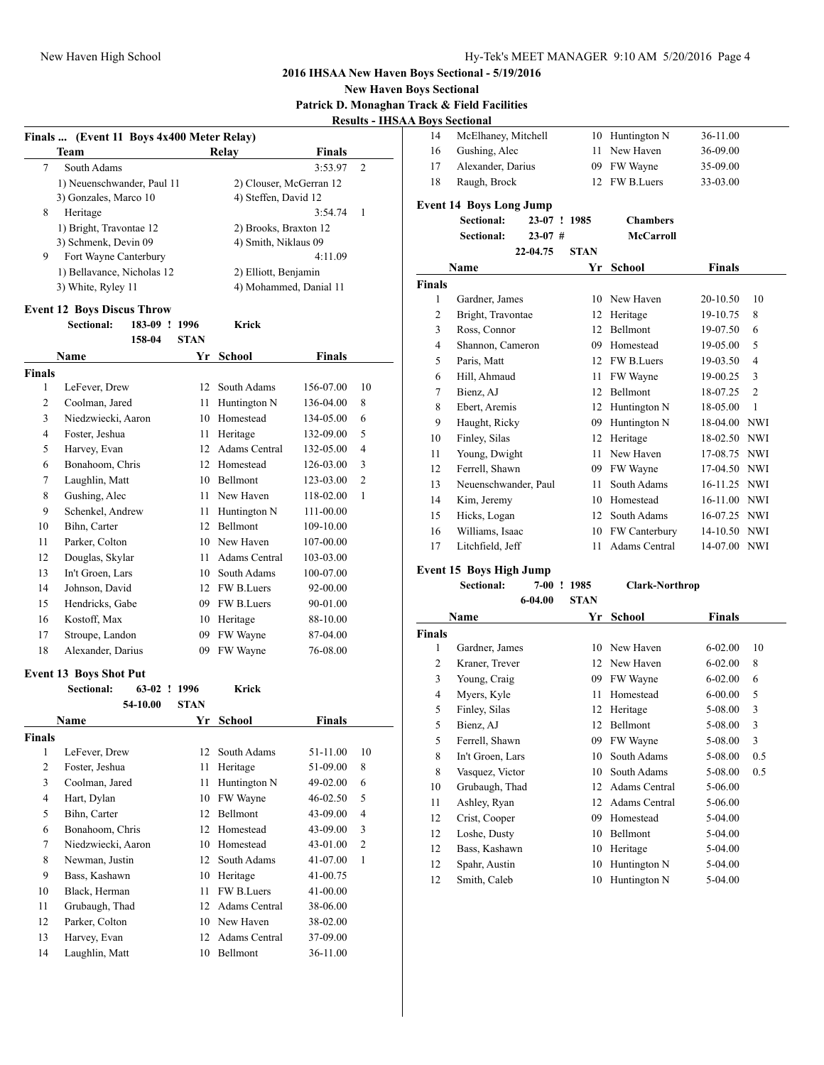## 2016 IHSAA New Haven Boys Sectional - 5/19/2016

**New Haven Boys Sectional**

**Patrick D. Monaghan Track & Field Facilities**

**Results - IHSAA Boys Sectional**

### Finals ... (Event 11 Boys 4x400 Meter Relay)

| | Team | Relay | Finals | |
|---|---|---|---|---|
| 7 | South Adams | | 3:53.97 | 2 |
| | 1) Neuenschwander, Paul 11 | 2) Clouser, McGerran 12 | | |
| | 3) Gonzales, Marco 10 | 4) Steffen, David 12 | | |
| 8 | Heritage | | 3:54.74 | 1 |
| | 1) Bright, Travontae 12 | 2) Brooks, Braxton 12 | | |
| | 3) Schmenk, Devin 09 | 4) Smith, Niklaus 09 | | |
| 9 | Fort Wayne Canterbury | | 4:11.09 | |
| | 1) Bellavance, Nicholas 12 | 2) Elliott, Benjamin | | |
| | 3) White, Ryley 11 | 4) Mohammed, Danial 11 | | |

### Event 12 Boys Discus Throw

**Sectional:** 183-09 ! 1996 **Krick**

158-04 **STAN**

| | Name | Yr | School | Finals | |
|---|---|---|---|---|---|
| **Finals** | | | | | |
| 1 | LeFever, Drew | 12 | South Adams | 156-07.00 | 10 |
| 2 | Coolman, Jared | 11 | Huntington N | 136-04.00 | 8 |
| 3 | Niedzwiecki, Aaron | 10 | Homestead | 134-05.00 | 6 |
| 4 | Foster, Jeshua | 11 | Heritage | 132-09.00 | 5 |
| 5 | Harvey, Evan | 12 | Adams Central | 132-05.00 | 4 |
| 6 | Bonahoom, Chris | 12 | Homestead | 126-03.00 | 3 |
| 7 | Laughlin, Matt | 10 | Bellmont | 123-03.00 | 2 |
| 8 | Gushing, Alec | 11 | New Haven | 118-02.00 | 1 |
| 9 | Schenkel, Andrew | 11 | Huntington N | 111-00.00 | |
| 10 | Bihn, Carter | 12 | Bellmont | 109-10.00 | |
| 11 | Parker, Colton | 10 | New Haven | 107-00.00 | |
| 12 | Douglas, Skylar | 11 | Adams Central | 103-03.00 | |
| 13 | In't Groen, Lars | 10 | South Adams | 100-07.00 | |
| 14 | Johnson, David | 12 | FW B.Luers | 92-00.00 | |
| 15 | Hendricks, Gabe | 09 | FW B.Luers | 90-01.00 | |
| 16 | Kostoff, Max | 10 | Heritage | 88-10.00 | |
| 17 | Stroupe, Landon | 09 | FW Wayne | 87-04.00 | |
| 18 | Alexander, Darius | 09 | FW Wayne | 76-08.00 | |

### Event 13 Boys Shot Put

**Sectional:** 63-02 ! 1996 **Krick**

54-10.00 **STAN**

| | Name | Yr | School | Finals | |
|---|---|---|---|---|---|
| **Finals** | | | | | |
| 1 | LeFever, Drew | 12 | South Adams | 51-11.00 | 10 |
| 2 | Foster, Jeshua | 11 | Heritage | 51-09.00 | 8 |
| 3 | Coolman, Jared | 11 | Huntington N | 49-02.00 | 6 |
| 4 | Hart, Dylan | 10 | FW Wayne | 46-02.50 | 5 |
| 5 | Bihn, Carter | 12 | Bellmont | 43-09.00 | 4 |
| 6 | Bonahoom, Chris | 12 | Homestead | 43-09.00 | 3 |
| 7 | Niedzwiecki, Aaron | 10 | Homestead | 43-01.00 | 2 |
| 8 | Newman, Justin | 12 | South Adams | 41-07.00 | 1 |
| 9 | Bass, Kashawn | 10 | Heritage | 41-00.75 | |
| 10 | Black, Herman | 11 | FW B.Luers | 41-00.00 | |
| 11 | Grubaugh, Thad | 12 | Adams Central | 38-06.00 | |
| 12 | Parker, Colton | 10 | New Haven | 38-02.00 | |
| 13 | Harvey, Evan | 12 | Adams Central | 37-09.00 | |
| 14 | Laughlin, Matt | 10 | Bellmont | 36-11.00 | |
| 14 | McElhaney, Mitchell | 10 | Huntington N | 36-11.00 | |
| 16 | Gushing, Alec | 11 | New Haven | 36-09.00 | |
| 17 | Alexander, Darius | 09 | FW Wayne | 35-09.00 | |
| 18 | Raugh, Brock | 12 | FW B.Luers | 33-03.00 | |

### Event 14 Boys Long Jump

**Sectional:** 23-07 ! 1985 **Chambers**

**Sectional:** 23-07 # **McCarroll**

22-04.75 **STAN**

| | Name | Yr | School | Finals | |
|---|---|---|---|---|---|
| **Finals** | | | | | |
| 1 | Gardner, James | 10 | New Haven | 20-10.50 | 10 |
| 2 | Bright, Travontae | 12 | Heritage | 19-10.75 | 8 |
| 3 | Ross, Connor | 12 | Bellmont | 19-07.50 | 6 |
| 4 | Shannon, Cameron | 09 | Homestead | 19-05.00 | 5 |
| 5 | Paris, Matt | 12 | FW B.Luers | 19-03.50 | 4 |
| 6 | Hill, Ahmaud | 11 | FW Wayne | 19-00.25 | 3 |
| 7 | Bienz, AJ | 12 | Bellmont | 18-07.25 | 2 |
| 8 | Ebert, Aremis | 12 | Huntington N | 18-05.00 | 1 |
| 9 | Haught, Ricky | 09 | Huntington N | 18-04.00 | NWI |
| 10 | Finley, Silas | 12 | Heritage | 18-02.50 | NWI |
| 11 | Young, Dwight | 11 | New Haven | 17-08.75 | NWI |
| 12 | Ferrell, Shawn | 09 | FW Wayne | 17-04.50 | NWI |
| 13 | Neuenschwander, Paul | 11 | South Adams | 16-11.25 | NWI |
| 14 | Kim, Jeremy | 10 | Homestead | 16-11.00 | NWI |
| 15 | Hicks, Logan | 12 | South Adams | 16-07.25 | NWI |
| 16 | Williams, Isaac | 10 | FW Canterbury | 14-10.50 | NWI |
| 17 | Litchfield, Jeff | 11 | Adams Central | 14-07.00 | NWI |

### Event 15 Boys High Jump

**Sectional:** 7-00 ! 1985 **Clark-Northrop**

6-04.00 **STAN**

| | Name | Yr | School | Finals | |
|---|---|---|---|---|---|
| **Finals** | | | | | |
| 1 | Gardner, James | 10 | New Haven | 6-02.00 | 10 |
| 2 | Kraner, Trever | 12 | New Haven | 6-02.00 | 8 |
| 3 | Young, Craig | 09 | FW Wayne | 6-02.00 | 6 |
| 4 | Myers, Kyle | 11 | Homestead | 6-00.00 | 5 |
| 5 | Finley, Silas | 12 | Heritage | 5-08.00 | 3 |
| 5 | Bienz, AJ | 12 | Bellmont | 5-08.00 | 3 |
| 5 | Ferrell, Shawn | 09 | FW Wayne | 5-08.00 | 3 |
| 8 | In't Groen, Lars | 10 | South Adams | 5-08.00 | 0.5 |
| 8 | Vasquez, Victor | 10 | South Adams | 5-08.00 | 0.5 |
| 10 | Grubaugh, Thad | 12 | Adams Central | 5-06.00 | |
| 11 | Ashley, Ryan | 12 | Adams Central | 5-06.00 | |
| 12 | Crist, Cooper | 09 | Homestead | 5-04.00 | |
| 12 | Loshe, Dusty | 10 | Bellmont | 5-04.00 | |
| 12 | Bass, Kashawn | 10 | Heritage | 5-04.00 | |
| 12 | Spahr, Austin | 10 | Huntington N | 5-04.00 | |
| 12 | Smith, Caleb | 10 | Huntington N | 5-04.00 | |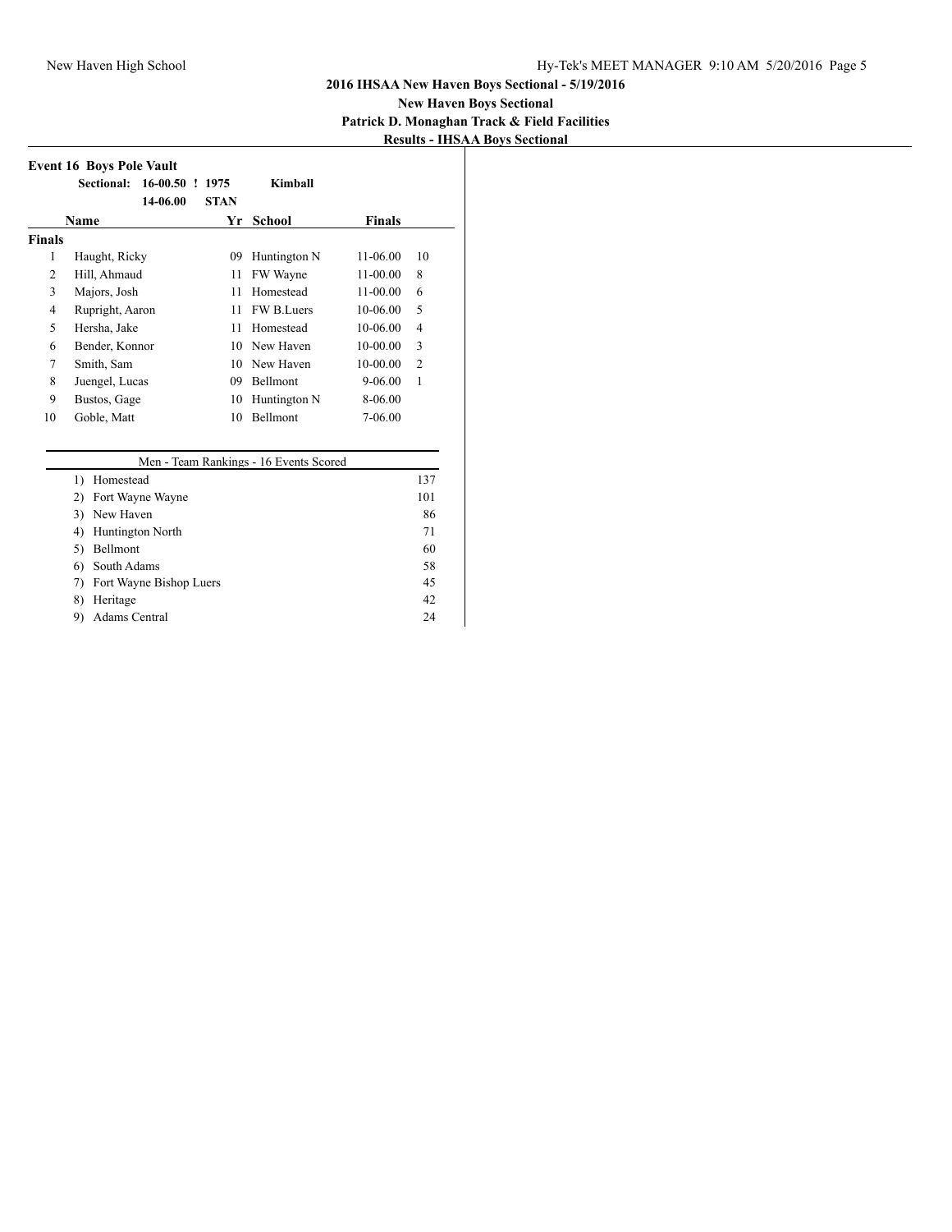**2016 IHSAA New Haven Boys Sectional - 5/19/2016**

**New Haven Boys Sectional**

**Patrick D. Monaghan Track & Field Facilities**

**Results - IHSAA Boys Sectional**

### Event 16 Boys Pole Vault

**Sectional: 16-00.50 ! 1975 Kimball**

**14-06.00 STAN**

| | Name | Yr | School | Finals | |
|---|---|---|---|---|---|
| **Finals** | | | | | |
| 1 | Haught, Ricky | 09 | Huntington N | 11-06.00 | 10 |
| 2 | Hill, Ahmaud | 11 | FW Wayne | 11-00.00 | 8 |
| 3 | Majors, Josh | 11 | Homestead | 11-00.00 | 6 |
| 4 | Rupright, Aaron | 11 | FW B.Luers | 10-06.00 | 5 |
| 5 | Hersha, Jake | 11 | Homestead | 10-06.00 | 4 |
| 6 | Bender, Konnor | 10 | New Haven | 10-00.00 | 3 |
| 7 | Smith, Sam | 10 | New Haven | 10-00.00 | 2 |
| 8 | Juengel, Lucas | 09 | Bellmont | 9-06.00 | 1 |
| 9 | Bustos, Gage | 10 | Huntington N | 8-06.00 | |
| 10 | Goble, Matt | 10 | Bellmont | 7-06.00 | |

| Men - Team Rankings - 16 Events Scored | |
|---|---|
| 1) Homestead | 137 |
| 2) Fort Wayne Wayne | 101 |
| 3) New Haven | 86 |
| 4) Huntington North | 71 |
| 5) Bellmont | 60 |
| 6) South Adams | 58 |
| 7) Fort Wayne Bishop Luers | 45 |
| 8) Heritage | 42 |
| 9) Adams Central | 24 |